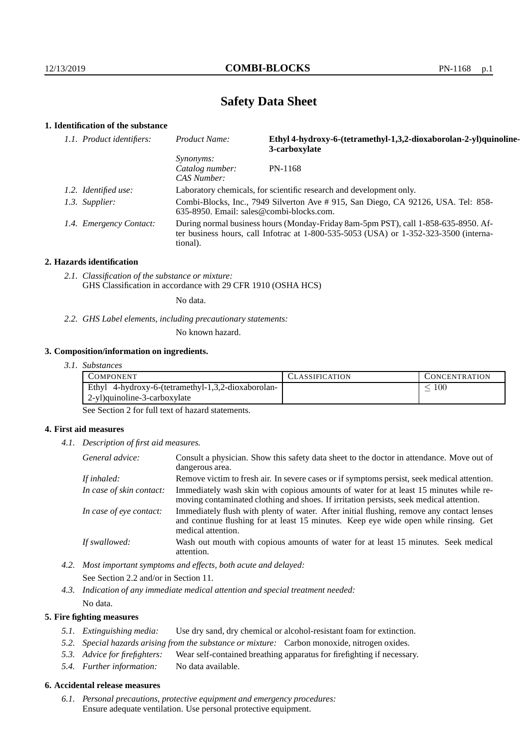# Safety Data Sheet

## 1. Identification of the substance

*1.1. Product identifiers:*

| | |
|---|---|
| *Product Name:* | **Ethyl 4-hydroxy-6-(tetramethyl-1,3,2-dioxaborolan-2-yl)quinoline-3-carboxylate** |
| *Synonyms:* | |
| *Catalog number:* | PN-1168 |
| *CAS Number:* | |

*1.2. Identified use:* Laboratory chemicals, for scientific research and development only.

*1.3. Supplier:* Combi-Blocks, Inc., 7949 Silverton Ave # 915, San Diego, CA 92126, USA. Tel: 858-635-8950. Email: sales@combi-blocks.com.

*1.4. Emergency Contact:* During normal business hours (Monday-Friday 8am-5pm PST), call 1-858-635-8950. After business hours, call Infotrac at 1-800-535-5053 (USA) or 1-352-323-3500 (international).

## 2. Hazards identification

*2.1. Classification of the substance or mixture:*
GHS Classification in accordance with 29 CFR 1910 (OSHA HCS)

No data.

*2.2. GHS Label elements, including precautionary statements:*

No known hazard.

## 3. Composition/information on ingredients.

*3.1. Substances*

| COMPONENT | CLASSIFICATION | CONCENTRATION |
|---|---|---|
| Ethyl 4-hydroxy-6-(tetramethyl-1,3,2-dioxaborolan-2-yl)quinoline-3-carboxylate | | $\leq 100$ |

See Section 2 for full text of hazard statements.

## 4. First aid measures

*4.1. Description of first aid measures.*

*General advice:* Consult a physician. Show this safety data sheet to the doctor in attendance. Move out of dangerous area.

*If inhaled:* Remove victim to fresh air. In severe cases or if symptoms persist, seek medical attention.

*In case of skin contact:* Immediately wash skin with copious amounts of water for at least 15 minutes while removing contaminated clothing and shoes. If irritation persists, seek medical attention.

*In case of eye contact:* Immediately flush with plenty of water. After initial flushing, remove any contact lenses and continue flushing for at least 15 minutes. Keep eye wide open while rinsing. Get medical attention.

*If swallowed:* Wash out mouth with copious amounts of water for at least 15 minutes. Seek medical attention.

*4.2. Most important symptoms and effects, both acute and delayed:*

See Section 2.2 and/or in Section 11.

*4.3. Indication of any immediate medical attention and special treatment needed:*

No data.

## 5. Fire fighting measures

*5.1. Extinguishing media:* Use dry sand, dry chemical or alcohol-resistant foam for extinction.

*5.2. Special hazards arising from the substance or mixture:* Carbon monoxide, nitrogen oxides.

*5.3. Advice for firefighters:* Wear self-contained breathing apparatus for firefighting if necessary.

*5.4. Further information:* No data available.

## 6. Accidental release measures

*6.1. Personal precautions, protective equipment and emergency procedures:*
Ensure adequate ventilation. Use personal protective equipment.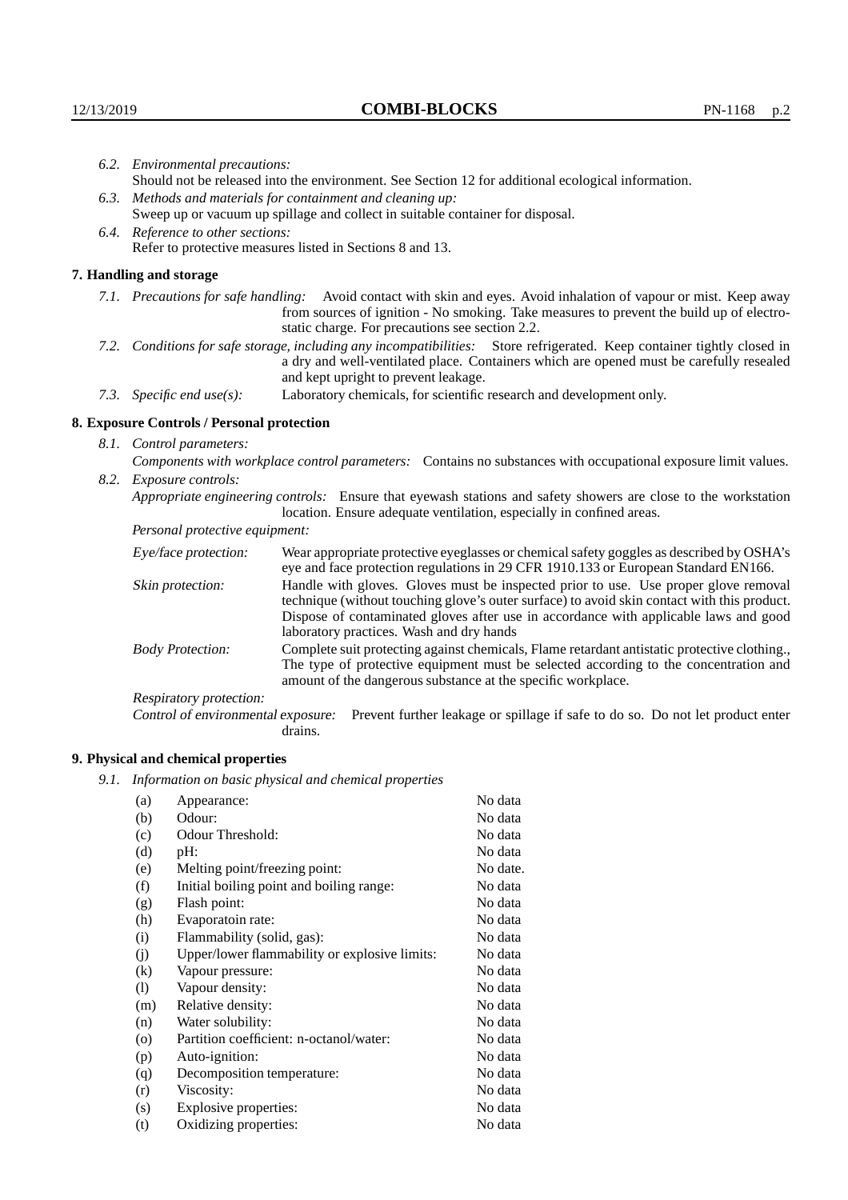6.2. *Environmental precautions:*
Should not be released into the environment. See Section 12 for additional ecological information.

6.3. *Methods and materials for containment and cleaning up:*
Sweep up or vacuum up spillage and collect in suitable container for disposal.

6.4. *Reference to other sections:*
Refer to protective measures listed in Sections 8 and 13.

## 7. Handling and storage

7.1. *Precautions for safe handling:* Avoid contact with skin and eyes. Avoid inhalation of vapour or mist. Keep away from sources of ignition - No smoking. Take measures to prevent the build up of electrostatic charge. For precautions see section 2.2.

7.2. *Conditions for safe storage, including any incompatibilities:* Store refrigerated. Keep container tightly closed in a dry and well-ventilated place. Containers which are opened must be carefully resealed and kept upright to prevent leakage.

7.3. *Specific end use(s):* Laboratory chemicals, for scientific research and development only.

## 8. Exposure Controls / Personal protection

8.1. *Control parameters:*
*Components with workplace control parameters:* Contains no substances with occupational exposure limit values.

8.2. *Exposure controls:*
*Appropriate engineering controls:* Ensure that eyewash stations and safety showers are close to the workstation location. Ensure adequate ventilation, especially in confined areas.

*Personal protective equipment:*

*Eye/face protection:* Wear appropriate protective eyeglasses or chemical safety goggles as described by OSHA's eye and face protection regulations in 29 CFR 1910.133 or European Standard EN166.

*Skin protection:* Handle with gloves. Gloves must be inspected prior to use. Use proper glove removal technique (without touching glove's outer surface) to avoid skin contact with this product. Dispose of contaminated gloves after use in accordance with applicable laws and good laboratory practices. Wash and dry hands

*Body Protection:* Complete suit protecting against chemicals, Flame retardant antistatic protective clothing., The type of protective equipment must be selected according to the concentration and amount of the dangerous substance at the specific workplace.

*Respiratory protection:*

*Control of environmental exposure:* Prevent further leakage or spillage if safe to do so. Do not let product enter drains.

## 9. Physical and chemical properties

9.1. *Information on basic physical and chemical properties*

| | | |
|---|---|---|
| (a) | Appearance: | No data |
| (b) | Odour: | No data |
| (c) | Odour Threshold: | No data |
| (d) | pH: | No data |
| (e) | Melting point/freezing point: | No date. |
| (f) | Initial boiling point and boiling range: | No data |
| (g) | Flash point: | No data |
| (h) | Evaporatoin rate: | No data |
| (i) | Flammability (solid, gas): | No data |
| (j) | Upper/lower flammability or explosive limits: | No data |
| (k) | Vapour pressure: | No data |
| (l) | Vapour density: | No data |
| (m) | Relative density: | No data |
| (n) | Water solubility: | No data |
| (o) | Partition coefficient: n-octanol/water: | No data |
| (p) | Auto-ignition: | No data |
| (q) | Decomposition temperature: | No data |
| (r) | Viscosity: | No data |
| (s) | Explosive properties: | No data |
| (t) | Oxidizing properties: | No data |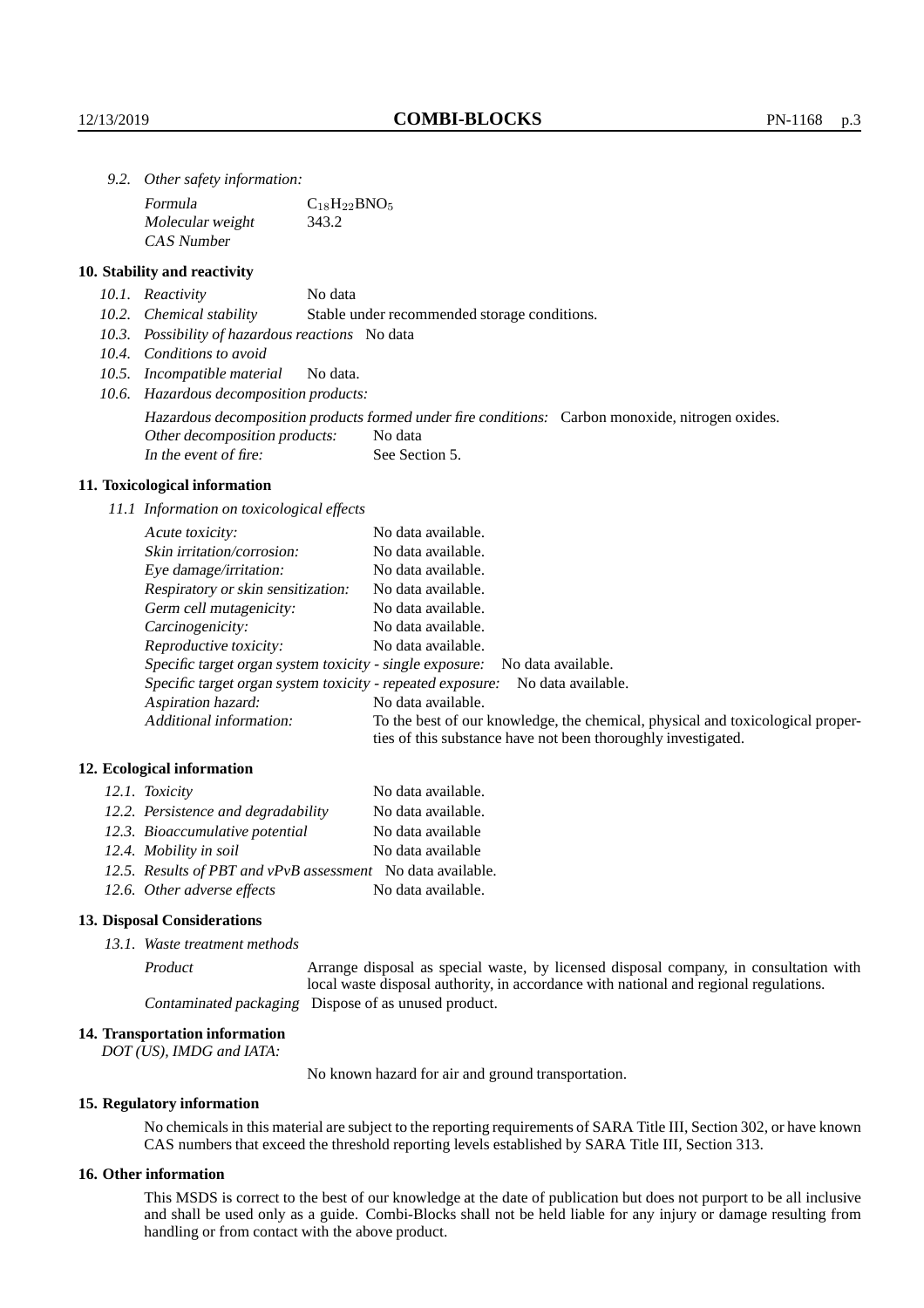*9.2. Other safety information:*

| | |
|---|---|
| *Formula* | $C_{18}H_{22}BNO_5$ |
| *Molecular weight* | 343.2 |
| *CAS Number* | |

## 10. Stability and reactivity

| | | |
|---|---|---|
| *10.1.* | *Reactivity* | No data |
| *10.2.* | *Chemical stability* | Stable under recommended storage conditions. |
| *10.3.* | *Possibility of hazardous reactions* | No data |
| *10.4.* | *Conditions to avoid* | |
| *10.5.* | *Incompatible material* | No data. |
| *10.6.* | *Hazardous decomposition products:* | |

*Hazardous decomposition products formed under fire conditions:* Carbon monoxide, nitrogen oxides.

| | |
|---|---|
| *Other decomposition products:* | No data |
| *In the event of fire:* | See Section 5. |

## 11. Toxicological information

*11.1 Information on toxicological effects*

| | |
|---|---|
| *Acute toxicity:* | No data available. |
| *Skin irritation/corrosion:* | No data available. |
| *Eye damage/irritation:* | No data available. |
| *Respiratory or skin sensitization:* | No data available. |
| *Germ cell mutagenicity:* | No data available. |
| *Carcinogenicity:* | No data available. |
| *Reproductive toxicity:* | No data available. |
| *Specific target organ system toxicity - single exposure:* | No data available. |
| *Specific target organ system toxicity - repeated exposure:* | No data available. |
| *Aspiration hazard:* | No data available. |
| *Additional information:* | To the best of our knowledge, the chemical, physical and toxicological properties of this substance have not been thoroughly investigated. |

## 12. Ecological information

| | |
|---|---|
| *12.1. Toxicity* | No data available. |
| *12.2. Persistence and degradability* | No data available. |
| *12.3. Bioaccumulative potential* | No data available |
| *12.4. Mobility in soil* | No data available |
| *12.5. Results of PBT and vPvB assessment* | No data available. |
| *12.6. Other adverse effects* | No data available. |

## 13. Disposal Considerations

*13.1. Waste treatment methods*

| | |
|---|---|
| *Product* | Arrange disposal as special waste, by licensed disposal company, in consultation with local waste disposal authority, in accordance with national and regional regulations. |
| *Contaminated packaging* | Dispose of as unused product. |

## 14. Transportation information

*DOT (US), IMDG and IATA:*

No known hazard for air and ground transportation.

## 15. Regulatory information

No chemicals in this material are subject to the reporting requirements of SARA Title III, Section 302, or have known CAS numbers that exceed the threshold reporting levels established by SARA Title III, Section 313.

## 16. Other information

This MSDS is correct to the best of our knowledge at the date of publication but does not purport to be all inclusive and shall be used only as a guide. Combi-Blocks shall not be held liable for any injury or damage resulting from handling or from contact with the above product.